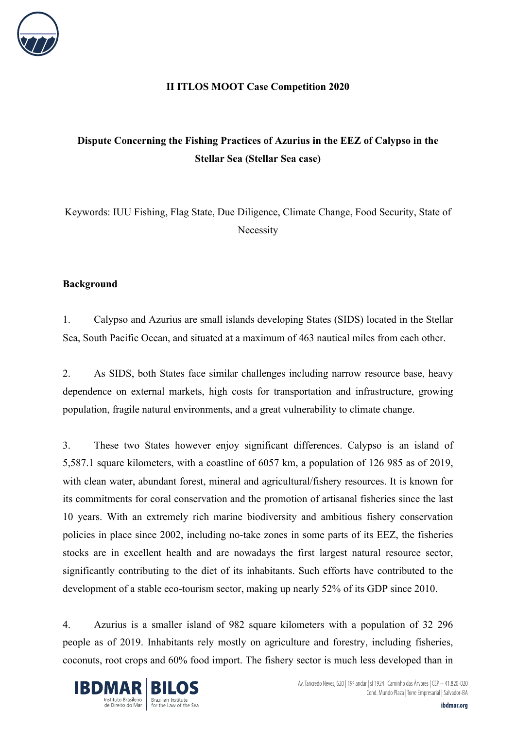**II ITLOS MOOT Case Competition 2020**

**Dispute Concerning the Fishing Practices of Azurius in the EEZ of Calypso in the Stellar Sea (Stellar Sea case)**

Keywords: IUU Fishing, Flag State, Due Diligence, Climate Change, Food Security, State of Necessity

**Background**

1. Calypso and Azurius are small islands developing States (SIDS) located in the Stellar Sea, South Pacific Ocean, and situated at a maximum of 463 nautical miles from each other.

2. As SIDS, both States face similar challenges including narrow resource base, heavy dependence on external markets, high costs for transportation and infrastructure, growing population, fragile natural environments, and a great vulnerability to climate change.

3. These two States however enjoy significant differences. Calypso is an island of 5,587.1 square kilometers, with a coastline of 6057 km, a population of 126 985 as of 2019, with clean water, abundant forest, mineral and agricultural/fishery resources. It is known for its commitments for coral conservation and the promotion of artisanal fisheries since the last 10 years. With an extremely rich marine biodiversity and ambitious fishery conservation policies in place since 2002, including no-take zones in some parts of its EEZ, the fisheries stocks are in excellent health and are nowadays the first largest natural resource sector, significantly contributing to the diet of its inhabitants. Such efforts have contributed to the development of a stable eco-tourism sector, making up nearly 52% of its GDP since 2010.

4. Azurius is a smaller island of 982 square kilometers with a population of 32 296 people as of 2019. Inhabitants rely mostly on agriculture and forestry, including fisheries, coconuts, root crops and 60% food import. The fishery sector is much less developed than in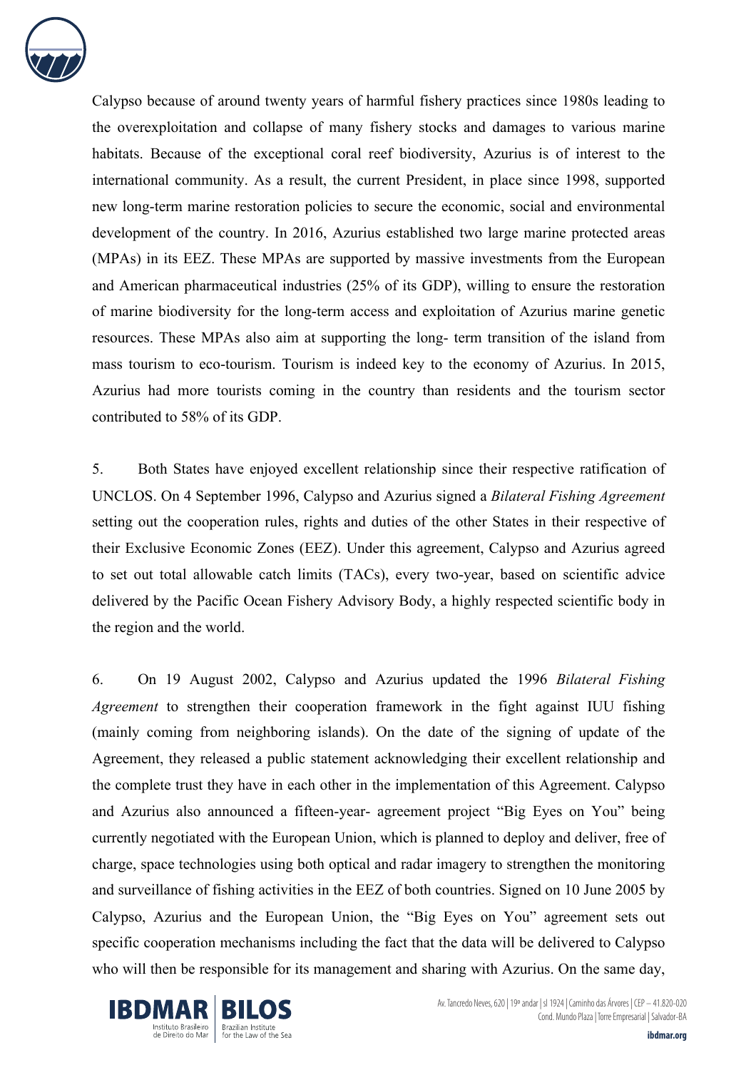Calypso because of around twenty years of harmful fishery practices since 1980s leading to the overexploitation and collapse of many fishery stocks and damages to various marine habitats. Because of the exceptional coral reef biodiversity, Azurius is of interest to the international community. As a result, the current President, in place since 1998, supported new long-term marine restoration policies to secure the economic, social and environmental development of the country. In 2016, Azurius established two large marine protected areas (MPAs) in its EEZ. These MPAs are supported by massive investments from the European and American pharmaceutical industries (25% of its GDP), willing to ensure the restoration of marine biodiversity for the long-term access and exploitation of Azurius marine genetic resources. These MPAs also aim at supporting the long- term transition of the island from mass tourism to eco-tourism. Tourism is indeed key to the economy of Azurius. In 2015, Azurius had more tourists coming in the country than residents and the tourism sector contributed to 58% of its GDP.

5. Both States have enjoyed excellent relationship since their respective ratification of UNCLOS. On 4 September 1996, Calypso and Azurius signed a *Bilateral Fishing Agreement* setting out the cooperation rules, rights and duties of the other States in their respective of their Exclusive Economic Zones (EEZ). Under this agreement, Calypso and Azurius agreed to set out total allowable catch limits (TACs), every two-year, based on scientific advice delivered by the Pacific Ocean Fishery Advisory Body, a highly respected scientific body in the region and the world.

6. On 19 August 2002, Calypso and Azurius updated the 1996 *Bilateral Fishing Agreement* to strengthen their cooperation framework in the fight against IUU fishing (mainly coming from neighboring islands). On the date of the signing of update of the Agreement, they released a public statement acknowledging their excellent relationship and the complete trust they have in each other in the implementation of this Agreement. Calypso and Azurius also announced a fifteen-year- agreement project "Big Eyes on You" being currently negotiated with the European Union, which is planned to deploy and deliver, free of charge, space technologies using both optical and radar imagery to strengthen the monitoring and surveillance of fishing activities in the EEZ of both countries. Signed on 10 June 2005 by Calypso, Azurius and the European Union, the "Big Eyes on You" agreement sets out specific cooperation mechanisms including the fact that the data will be delivered to Calypso who will then be responsible for its management and sharing with Azurius. On the same day,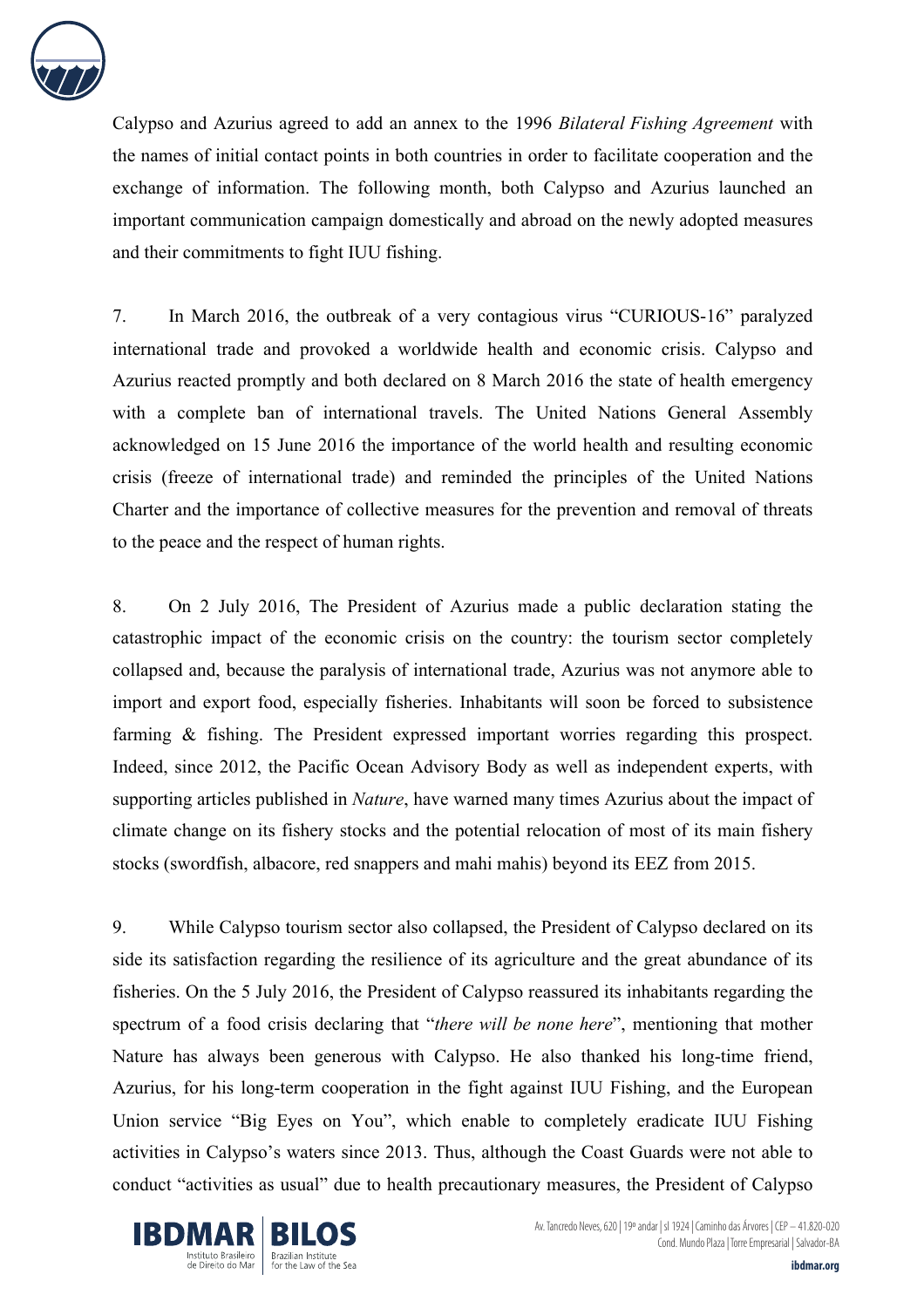Calypso and Azurius agreed to add an annex to the 1996 *Bilateral Fishing Agreement* with the names of initial contact points in both countries in order to facilitate cooperation and the exchange of information. The following month, both Calypso and Azurius launched an important communication campaign domestically and abroad on the newly adopted measures and their commitments to fight IUU fishing.

7. In March 2016, the outbreak of a very contagious virus "CURIOUS-16" paralyzed international trade and provoked a worldwide health and economic crisis. Calypso and Azurius reacted promptly and both declared on 8 March 2016 the state of health emergency with a complete ban of international travels. The United Nations General Assembly acknowledged on 15 June 2016 the importance of the world health and resulting economic crisis (freeze of international trade) and reminded the principles of the United Nations Charter and the importance of collective measures for the prevention and removal of threats to the peace and the respect of human rights.

8. On 2 July 2016, The President of Azurius made a public declaration stating the catastrophic impact of the economic crisis on the country: the tourism sector completely collapsed and, because the paralysis of international trade, Azurius was not anymore able to import and export food, especially fisheries. Inhabitants will soon be forced to subsistence farming & fishing. The President expressed important worries regarding this prospect. Indeed, since 2012, the Pacific Ocean Advisory Body as well as independent experts, with supporting articles published in *Nature*, have warned many times Azurius about the impact of climate change on its fishery stocks and the potential relocation of most of its main fishery stocks (swordfish, albacore, red snappers and mahi mahis) beyond its EEZ from 2015.

9. While Calypso tourism sector also collapsed, the President of Calypso declared on its side its satisfaction regarding the resilience of its agriculture and the great abundance of its fisheries. On the 5 July 2016, the President of Calypso reassured its inhabitants regarding the spectrum of a food crisis declaring that "*there will be none here*", mentioning that mother Nature has always been generous with Calypso. He also thanked his long-time friend, Azurius, for his long-term cooperation in the fight against IUU Fishing, and the European Union service "Big Eyes on You", which enable to completely eradicate IUU Fishing activities in Calypso's waters since 2013. Thus, although the Coast Guards were not able to conduct "activities as usual" due to health precautionary measures, the President of Calypso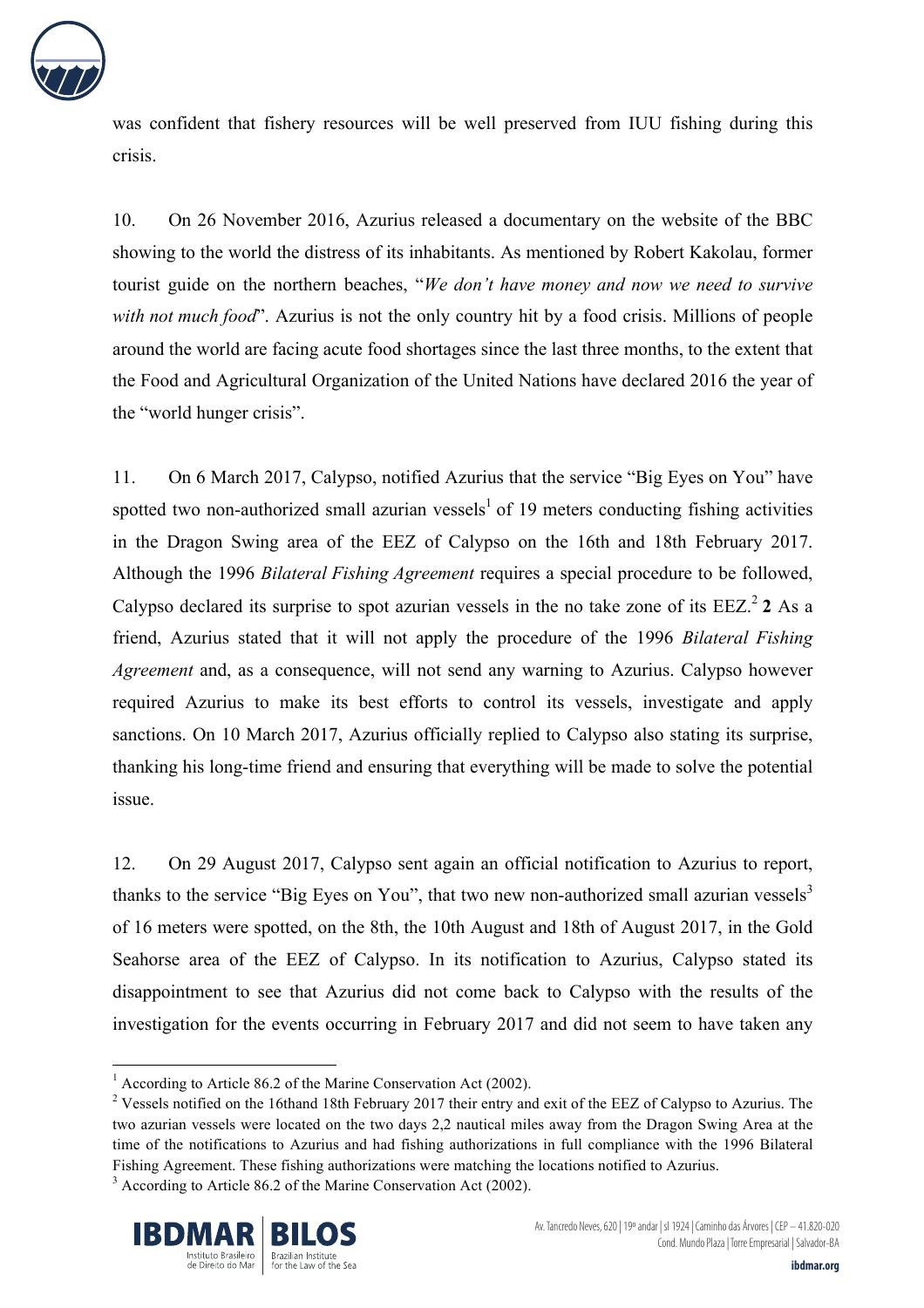was confident that fishery resources will be well preserved from IUU fishing during this crisis.

10. On 26 November 2016, Azurius released a documentary on the website of the BBC showing to the world the distress of its inhabitants. As mentioned by Robert Kakolau, former tourist guide on the northern beaches, "*We don't have money and now we need to survive with not much food*". Azurius is not the only country hit by a food crisis. Millions of people around the world are facing acute food shortages since the last three months, to the extent that the Food and Agricultural Organization of the United Nations have declared 2016 the year of the "world hunger crisis".

11. On 6 March 2017, Calypso, notified Azurius that the service "Big Eyes on You" have spotted two non-authorized small azurian vessels[1] of 19 meters conducting fishing activities in the Dragon Swing area of the EEZ of Calypso on the 16th and 18th February 2017. Although the 1996 *Bilateral Fishing Agreement* requires a special procedure to be followed, Calypso declared its surprise to spot azurian vessels in the no take zone of its EEZ.[2] **2** As a friend, Azurius stated that it will not apply the procedure of the 1996 *Bilateral Fishing Agreement* and, as a consequence, will not send any warning to Azurius. Calypso however required Azurius to make its best efforts to control its vessels, investigate and apply sanctions. On 10 March 2017, Azurius officially replied to Calypso also stating its surprise, thanking his long-time friend and ensuring that everything will be made to solve the potential issue.

12. On 29 August 2017, Calypso sent again an official notification to Azurius to report, thanks to the service "Big Eyes on You", that two new non-authorized small azurian vessels[3] of 16 meters were spotted, on the 8th, the 10th August and 18th of August 2017, in the Gold Seahorse area of the EEZ of Calypso. In its notification to Azurius, Calypso stated its disappointment to see that Azurius did not come back to Calypso with the results of the investigation for the events occurring in February 2017 and did not seem to have taken any

---

[1] According to Article 86.2 of the Marine Conservation Act (2002).

[2] Vessels notified on the 16thand 18th February 2017 their entry and exit of the EEZ of Calypso to Azurius. The two azurian vessels were located on the two days 2,2 nautical miles away from the Dragon Swing Area at the time of the notifications to Azurius and had fishing authorizations in full compliance with the 1996 Bilateral Fishing Agreement. These fishing authorizations were matching the locations notified to Azurius.

[3] According to Article 86.2 of the Marine Conservation Act (2002).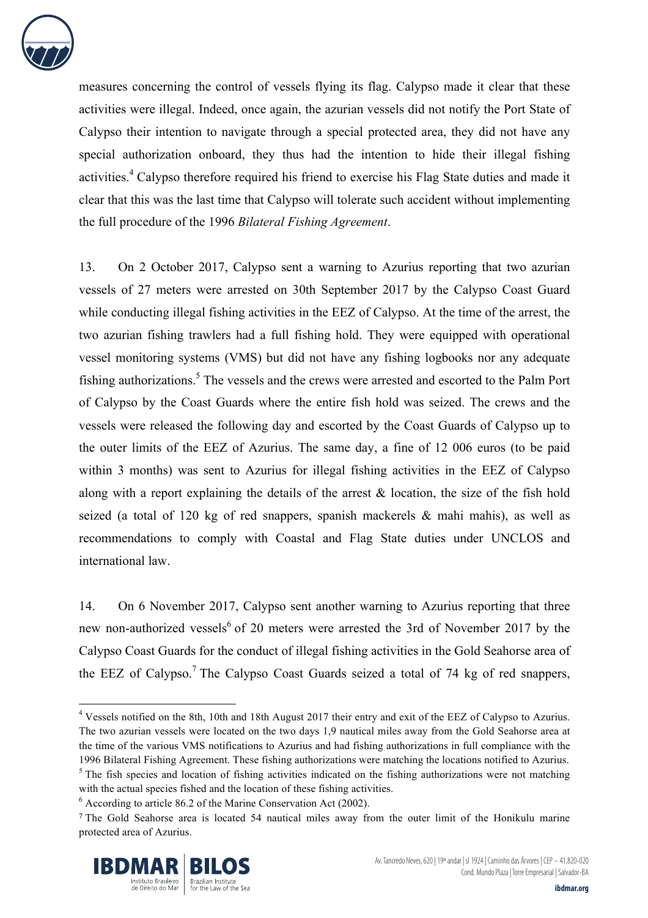measures concerning the control of vessels flying its flag. Calypso made it clear that these activities were illegal. Indeed, once again, the azurian vessels did not notify the Port State of Calypso their intention to navigate through a special protected area, they did not have any special authorization onboard, they thus had the intention to hide their illegal fishing activities.[4] Calypso therefore required his friend to exercise his Flag State duties and made it clear that this was the last time that Calypso will tolerate such accident without implementing the full procedure of the 1996 *Bilateral Fishing Agreement*.

13. On 2 October 2017, Calypso sent a warning to Azurius reporting that two azurian vessels of 27 meters were arrested on 30th September 2017 by the Calypso Coast Guard while conducting illegal fishing activities in the EEZ of Calypso. At the time of the arrest, the two azurian fishing trawlers had a full fishing hold. They were equipped with operational vessel monitoring systems (VMS) but did not have any fishing logbooks nor any adequate fishing authorizations.[5] The vessels and the crews were arrested and escorted to the Palm Port of Calypso by the Coast Guards where the entire fish hold was seized. The crews and the vessels were released the following day and escorted by the Coast Guards of Calypso up to the outer limits of the EEZ of Azurius. The same day, a fine of 12 006 euros (to be paid within 3 months) was sent to Azurius for illegal fishing activities in the EEZ of Calypso along with a report explaining the details of the arrest & location, the size of the fish hold seized (a total of 120 kg of red snappers, spanish mackerels & mahi mahis), as well as recommendations to comply with Coastal and Flag State duties under UNCLOS and international law.

14. On 6 November 2017, Calypso sent another warning to Azurius reporting that three new non-authorized vessels[6] of 20 meters were arrested the 3rd of November 2017 by the Calypso Coast Guards for the conduct of illegal fishing activities in the Gold Seahorse area of the EEZ of Calypso.[7] The Calypso Coast Guards seized a total of 74 kg of red snappers,

---

[4] Vessels notified on the 8th, 10th and 18th August 2017 their entry and exit of the EEZ of Calypso to Azurius. The two azurian vessels were located on the two days 1,9 nautical miles away from the Gold Seahorse area at the time of the various VMS notifications to Azurius and had fishing authorizations in full compliance with the 1996 Bilateral Fishing Agreement. These fishing authorizations were matching the locations notified to Azurius.

[5] The fish species and location of fishing activities indicated on the fishing authorizations were not matching with the actual species fished and the location of these fishing activities.

[6] According to article 86.2 of the Marine Conservation Act (2002).

[7] The Gold Seahorse area is located 54 nautical miles away from the outer limit of the Honikulu marine protected area of Azurius.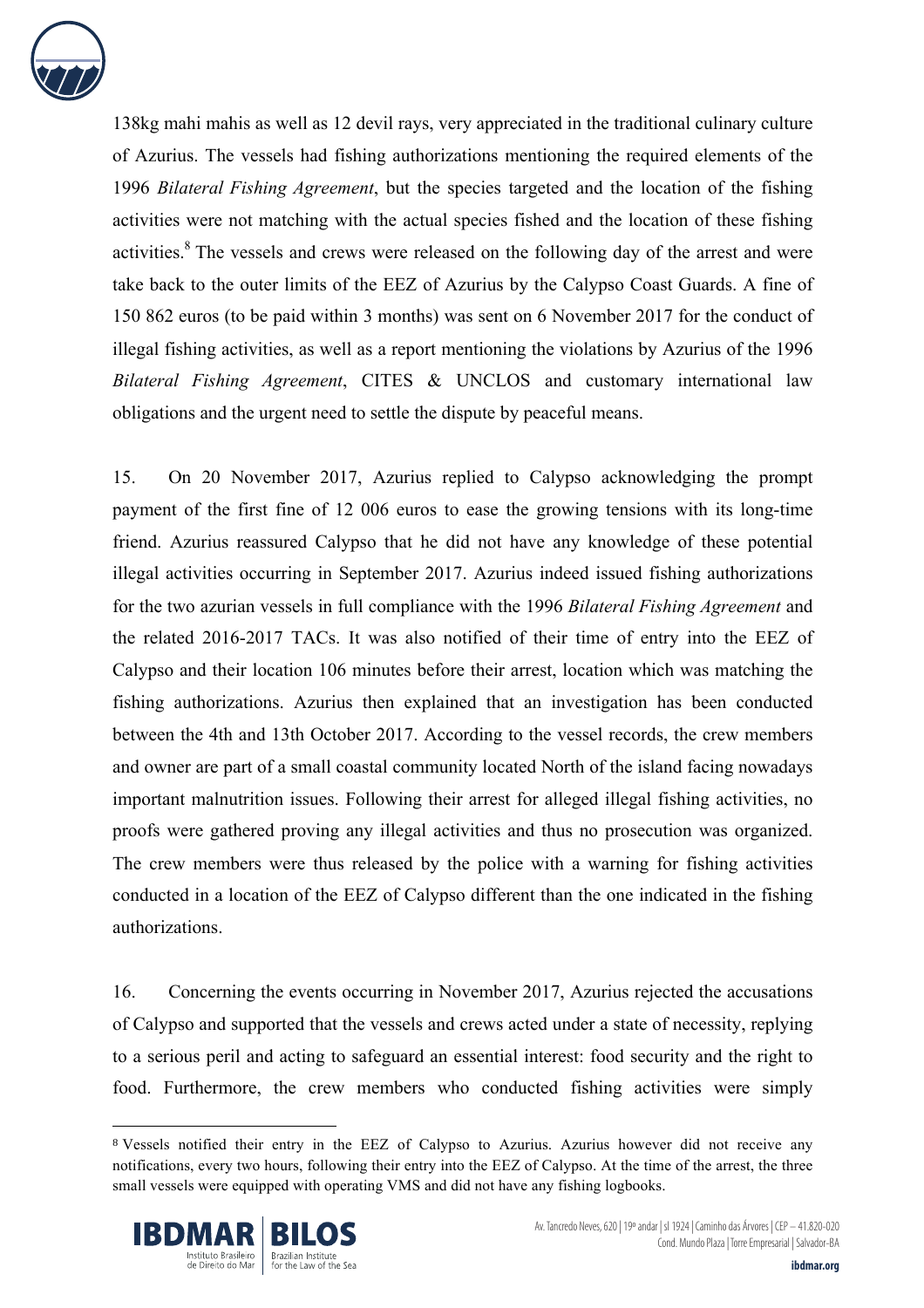138kg mahi mahis as well as 12 devil rays, very appreciated in the traditional culinary culture of Azurius. The vessels had fishing authorizations mentioning the required elements of the 1996 *Bilateral Fishing Agreement*, but the species targeted and the location of the fishing activities were not matching with the actual species fished and the location of these fishing activities.[8] The vessels and crews were released on the following day of the arrest and were take back to the outer limits of the EEZ of Azurius by the Calypso Coast Guards. A fine of 150 862 euros (to be paid within 3 months) was sent on 6 November 2017 for the conduct of illegal fishing activities, as well as a report mentioning the violations by Azurius of the 1996 *Bilateral Fishing Agreement*, CITES & UNCLOS and customary international law obligations and the urgent need to settle the dispute by peaceful means.

15. On 20 November 2017, Azurius replied to Calypso acknowledging the prompt payment of the first fine of 12 006 euros to ease the growing tensions with its long-time friend. Azurius reassured Calypso that he did not have any knowledge of these potential illegal activities occurring in September 2017. Azurius indeed issued fishing authorizations for the two azurian vessels in full compliance with the 1996 *Bilateral Fishing Agreement* and the related 2016-2017 TACs. It was also notified of their time of entry into the EEZ of Calypso and their location 106 minutes before their arrest, location which was matching the fishing authorizations. Azurius then explained that an investigation has been conducted between the 4th and 13th October 2017. According to the vessel records, the crew members and owner are part of a small coastal community located North of the island facing nowadays important malnutrition issues. Following their arrest for alleged illegal fishing activities, no proofs were gathered proving any illegal activities and thus no prosecution was organized. The crew members were thus released by the police with a warning for fishing activities conducted in a location of the EEZ of Calypso different than the one indicated in the fishing authorizations.

16. Concerning the events occurring in November 2017, Azurius rejected the accusations of Calypso and supported that the vessels and crews acted under a state of necessity, replying to a serious peril and acting to safeguard an essential interest: food security and the right to food. Furthermore, the crew members who conducted fishing activities were simply

---

[8] Vessels notified their entry in the EEZ of Calypso to Azurius. Azurius however did not receive any notifications, every two hours, following their entry into the EEZ of Calypso. At the time of the arrest, the three small vessels were equipped with operating VMS and did not have any fishing logbooks.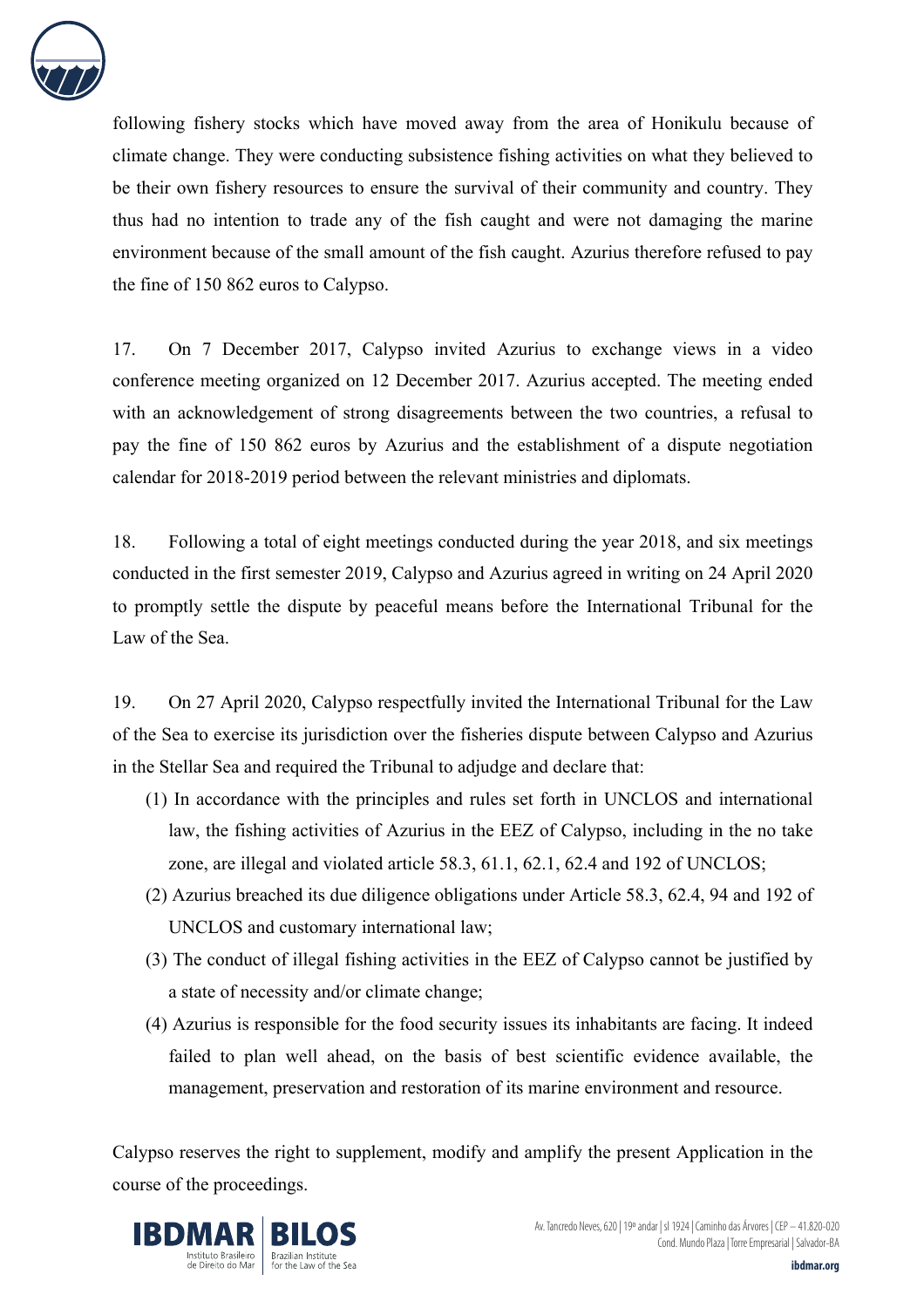following fishery stocks which have moved away from the area of Honikulu because of climate change. They were conducting subsistence fishing activities on what they believed to be their own fishery resources to ensure the survival of their community and country. They thus had no intention to trade any of the fish caught and were not damaging the marine environment because of the small amount of the fish caught. Azurius therefore refused to pay the fine of 150 862 euros to Calypso.

17. On 7 December 2017, Calypso invited Azurius to exchange views in a video conference meeting organized on 12 December 2017. Azurius accepted. The meeting ended with an acknowledgement of strong disagreements between the two countries, a refusal to pay the fine of 150 862 euros by Azurius and the establishment of a dispute negotiation calendar for 2018-2019 period between the relevant ministries and diplomats.

18. Following a total of eight meetings conducted during the year 2018, and six meetings conducted in the first semester 2019, Calypso and Azurius agreed in writing on 24 April 2020 to promptly settle the dispute by peaceful means before the International Tribunal for the Law of the Sea.

19. On 27 April 2020, Calypso respectfully invited the International Tribunal for the Law of the Sea to exercise its jurisdiction over the fisheries dispute between Calypso and Azurius in the Stellar Sea and required the Tribunal to adjudge and declare that:

(1) In accordance with the principles and rules set forth in UNCLOS and international law, the fishing activities of Azurius in the EEZ of Calypso, including in the no take zone, are illegal and violated article 58.3, 61.1, 62.1, 62.4 and 192 of UNCLOS;

(2) Azurius breached its due diligence obligations under Article 58.3, 62.4, 94 and 192 of UNCLOS and customary international law;

(3) The conduct of illegal fishing activities in the EEZ of Calypso cannot be justified by a state of necessity and/or climate change;

(4) Azurius is responsible for the food security issues its inhabitants are facing. It indeed failed to plan well ahead, on the basis of best scientific evidence available, the management, preservation and restoration of its marine environment and resource.

Calypso reserves the right to supplement, modify and amplify the present Application in the course of the proceedings.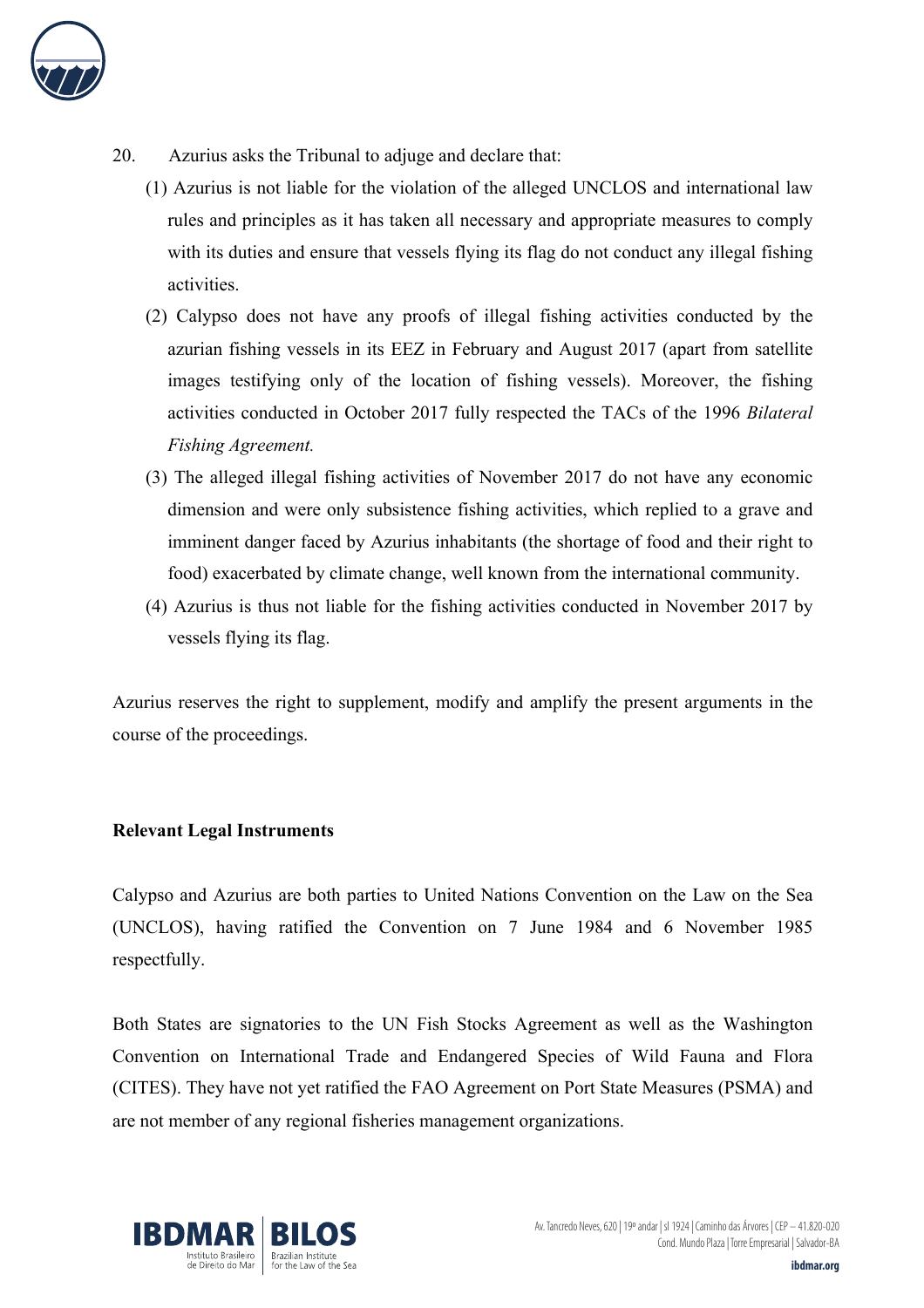20. Azurius asks the Tribunal to adjuge and declare that:

   (1) Azurius is not liable for the violation of the alleged UNCLOS and international law rules and principles as it has taken all necessary and appropriate measures to comply with its duties and ensure that vessels flying its flag do not conduct any illegal fishing activities.

   (2) Calypso does not have any proofs of illegal fishing activities conducted by the azurian fishing vessels in its EEZ in February and August 2017 (apart from satellite images testifying only of the location of fishing vessels). Moreover, the fishing activities conducted in October 2017 fully respected the TACs of the 1996 *Bilateral Fishing Agreement.*

   (3) The alleged illegal fishing activities of November 2017 do not have any economic dimension and were only subsistence fishing activities, which replied to a grave and imminent danger faced by Azurius inhabitants (the shortage of food and their right to food) exacerbated by climate change, well known from the international community.

   (4) Azurius is thus not liable for the fishing activities conducted in November 2017 by vessels flying its flag.

Azurius reserves the right to supplement, modify and amplify the present arguments in the course of the proceedings.

**Relevant Legal Instruments**

Calypso and Azurius are both parties to United Nations Convention on the Law on the Sea (UNCLOS), having ratified the Convention on 7 June 1984 and 6 November 1985 respectfully.

Both States are signatories to the UN Fish Stocks Agreement as well as the Washington Convention on International Trade and Endangered Species of Wild Fauna and Flora (CITES). They have not yet ratified the FAO Agreement on Port State Measures (PSMA) and are not member of any regional fisheries management organizations.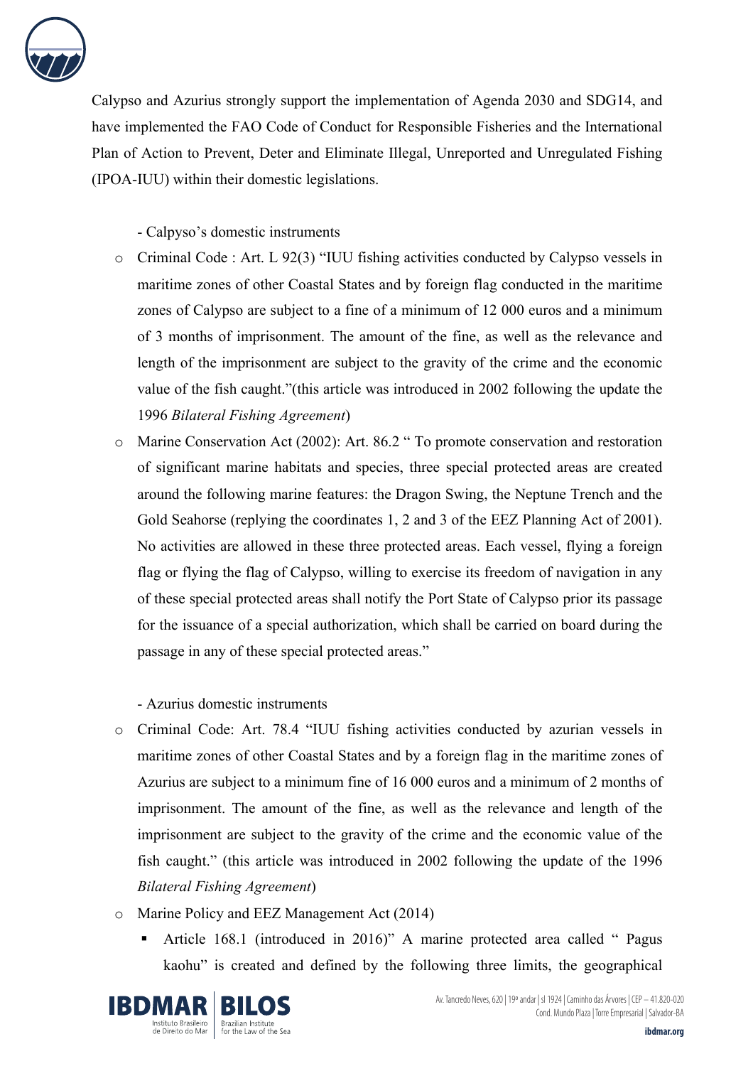Calypso and Azurius strongly support the implementation of Agenda 2030 and SDG14, and have implemented the FAO Code of Conduct for Responsible Fisheries and the International Plan of Action to Prevent, Deter and Eliminate Illegal, Unreported and Unregulated Fishing (IPOA-IUU) within their domestic legislations.

- Calpyso's domestic instruments

   - Criminal Code : Art. L 92(3) "IUU fishing activities conducted by Calypso vessels in maritime zones of other Coastal States and by foreign flag conducted in the maritime zones of Calypso are subject to a fine of a minimum of 12 000 euros and a minimum of 3 months of imprisonment. The amount of the fine, as well as the relevance and length of the imprisonment are subject to the gravity of the crime and the economic value of the fish caught."(this article was introduced in 2002 following the update the 1996 *Bilateral Fishing Agreement*)
   - Marine Conservation Act (2002): Art. 86.2 " To promote conservation and restoration of significant marine habitats and species, three special protected areas are created around the following marine features: the Dragon Swing, the Neptune Trench and the Gold Seahorse (replying the coordinates 1, 2 and 3 of the EEZ Planning Act of 2001). No activities are allowed in these three protected areas. Each vessel, flying a foreign flag or flying the flag of Calypso, willing to exercise its freedom of navigation in any of these special protected areas shall notify the Port State of Calypso prior its passage for the issuance of a special authorization, which shall be carried on board during the passage in any of these special protected areas."

- Azurius domestic instruments

   - Criminal Code: Art. 78.4 "IUU fishing activities conducted by azurian vessels in maritime zones of other Coastal States and by a foreign flag in the maritime zones of Azurius are subject to a minimum fine of 16 000 euros and a minimum of 2 months of imprisonment. The amount of the fine, as well as the relevance and length of the imprisonment are subject to the gravity of the crime and the economic value of the fish caught." (this article was introduced in 2002 following the update of the 1996 *Bilateral Fishing Agreement*)
   - Marine Policy and EEZ Management Act (2014)
      - Article 168.1 (introduced in 2016)" A marine protected area called " Pagus kaohu" is created and defined by the following three limits, the geographical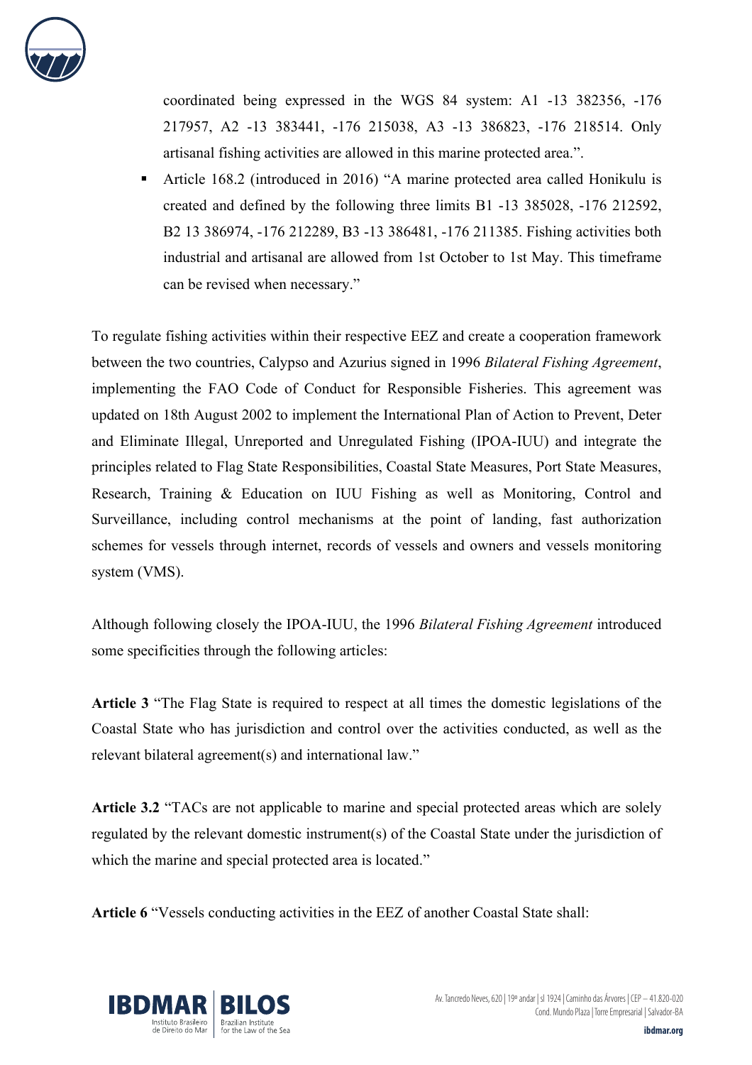coordinated being expressed in the WGS 84 system: A1 -13 382356, -176 217957, A2 -13 383441, -176 215038, A3 -13 386823, -176 218514. Only artisanal fishing activities are allowed in this marine protected area.".

- Article 168.2 (introduced in 2016) "A marine protected area called Honikulu is created and defined by the following three limits B1 -13 385028, -176 212592, B2 13 386974, -176 212289, B3 -13 386481, -176 211385. Fishing activities both industrial and artisanal are allowed from 1st October to 1st May. This timeframe can be revised when necessary."

To regulate fishing activities within their respective EEZ and create a cooperation framework between the two countries, Calypso and Azurius signed in 1996 *Bilateral Fishing Agreement*, implementing the FAO Code of Conduct for Responsible Fisheries. This agreement was updated on 18th August 2002 to implement the International Plan of Action to Prevent, Deter and Eliminate Illegal, Unreported and Unregulated Fishing (IPOA-IUU) and integrate the principles related to Flag State Responsibilities, Coastal State Measures, Port State Measures, Research, Training & Education on IUU Fishing as well as Monitoring, Control and Surveillance, including control mechanisms at the point of landing, fast authorization schemes for vessels through internet, records of vessels and owners and vessels monitoring system (VMS).

Although following closely the IPOA-IUU, the 1996 *Bilateral Fishing Agreement* introduced some specificities through the following articles:

**Article 3** "The Flag State is required to respect at all times the domestic legislations of the Coastal State who has jurisdiction and control over the activities conducted, as well as the relevant bilateral agreement(s) and international law."

**Article 3.2** "TACs are not applicable to marine and special protected areas which are solely regulated by the relevant domestic instrument(s) of the Coastal State under the jurisdiction of which the marine and special protected area is located."

**Article 6** "Vessels conducting activities in the EEZ of another Coastal State shall: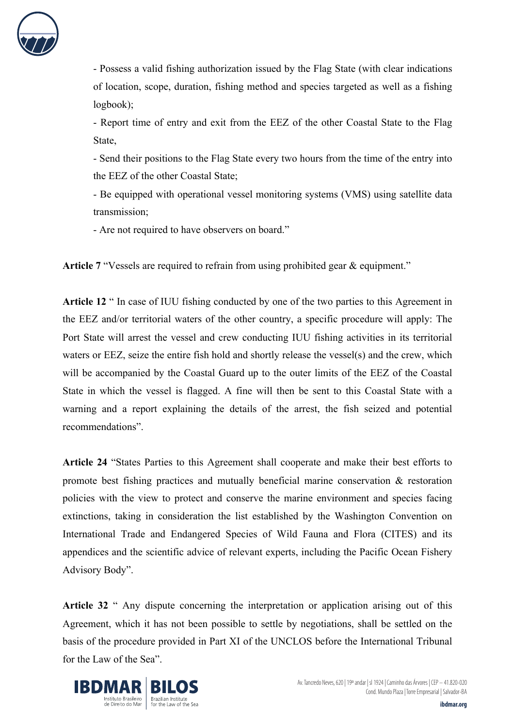- Possess a valid fishing authorization issued by the Flag State (with clear indications of location, scope, duration, fishing method and species targeted as well as a fishing logbook);

- Report time of entry and exit from the EEZ of the other Coastal State to the Flag State,

- Send their positions to the Flag State every two hours from the time of the entry into the EEZ of the other Coastal State;

- Be equipped with operational vessel monitoring systems (VMS) using satellite data transmission;

- Are not required to have observers on board."

**Article 7** "Vessels are required to refrain from using prohibited gear & equipment."

**Article 12** " In case of IUU fishing conducted by one of the two parties to this Agreement in the EEZ and/or territorial waters of the other country, a specific procedure will apply: The Port State will arrest the vessel and crew conducting IUU fishing activities in its territorial waters or EEZ, seize the entire fish hold and shortly release the vessel(s) and the crew, which will be accompanied by the Coastal Guard up to the outer limits of the EEZ of the Coastal State in which the vessel is flagged. A fine will then be sent to this Coastal State with a warning and a report explaining the details of the arrest, the fish seized and potential recommendations".

**Article 24** "States Parties to this Agreement shall cooperate and make their best efforts to promote best fishing practices and mutually beneficial marine conservation & restoration policies with the view to protect and conserve the marine environment and species facing extinctions, taking in consideration the list established by the Washington Convention on International Trade and Endangered Species of Wild Fauna and Flora (CITES) and its appendices and the scientific advice of relevant experts, including the Pacific Ocean Fishery Advisory Body".

**Article 32** " Any dispute concerning the interpretation or application arising out of this Agreement, which it has not been possible to settle by negotiations, shall be settled on the basis of the procedure provided in Part XI of the UNCLOS before the International Tribunal for the Law of the Sea".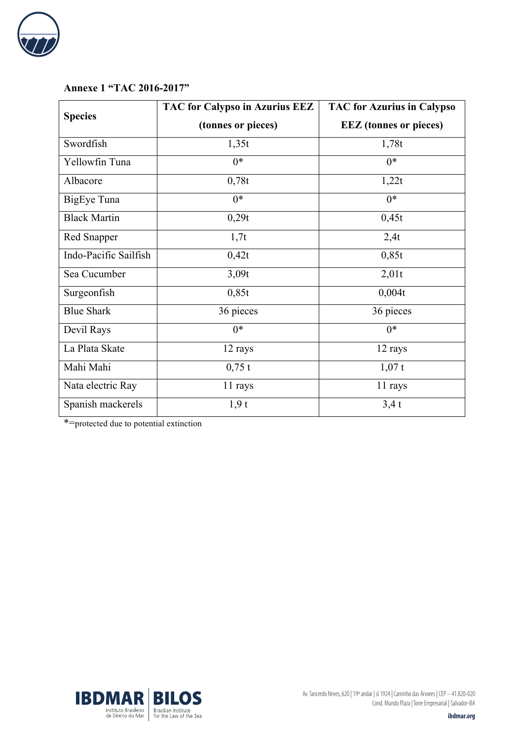**Annexe 1 "TAC 2016-2017"**

| Species | TAC for Calypso in Azurius EEZ (tonnes or pieces) | TAC for Azurius in Calypso EEZ (tonnes or pieces) |
|---|---|---|
| Swordfish | 1,35t | 1,78t |
| Yellowfin Tuna | 0* | 0* |
| Albacore | 0,78t | 1,22t |
| BigEye Tuna | 0* | 0* |
| Black Martin | 0,29t | 0,45t |
| Red Snapper | 1,7t | 2,4t |
| Indo-Pacific Sailfish | 0,42t | 0,85t |
| Sea Cucumber | 3,09t | 2,01t |
| Surgeonfish | 0,85t | 0,004t |
| Blue Shark | 36 pieces | 36 pieces |
| Devil Rays | 0* | 0* |
| La Plata Skate | 12 rays | 12 rays |
| Mahi Mahi | 0,75 t | 1,07 t |
| Nata electric Ray | 11 rays | 11 rays |
| Spanish mackerels | 1,9 t | 3,4 t |

*=protected due to potential extinction